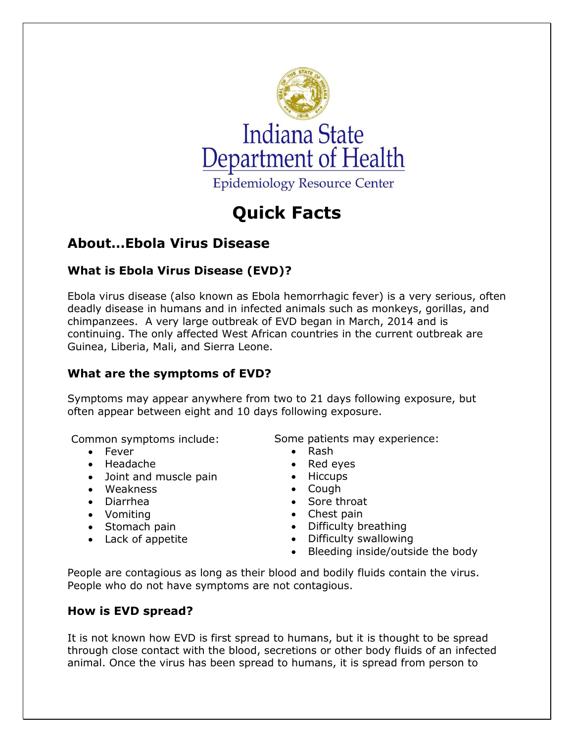Indiana State Department of Health

Epidemiology Resource Center

# Quick Facts

## About…Ebola Virus Disease

### What is Ebola Virus Disease (EVD)?

Ebola virus disease (also known as Ebola hemorrhagic fever) is a very serious, often deadly disease in humans and in infected animals such as monkeys, gorillas, and chimpanzees. A very large outbreak of EVD began in March, 2014 and is continuing. The only affected West African countries in the current outbreak are Guinea, Liberia, Mali, and Sierra Leone.

### What are the symptoms of EVD?

Symptoms may appear anywhere from two to 21 days following exposure, but often appear between eight and 10 days following exposure.

Common symptoms include:

- Fever
- Headache
- Joint and muscle pain
- Weakness
- Diarrhea
- Vomiting
- Stomach pain
- Lack of appetite

Some patients may experience:

- Rash
- Red eyes
- Hiccups
- Cough
- Sore throat
- Chest pain
- Difficulty breathing
- Difficulty swallowing
- Bleeding inside/outside the body

People are contagious as long as their blood and bodily fluids contain the virus. People who do not have symptoms are not contagious.

### How is EVD spread?

It is not known how EVD is first spread to humans, but it is thought to be spread through close contact with the blood, secretions or other body fluids of an infected animal. Once the virus has been spread to humans, it is spread from person to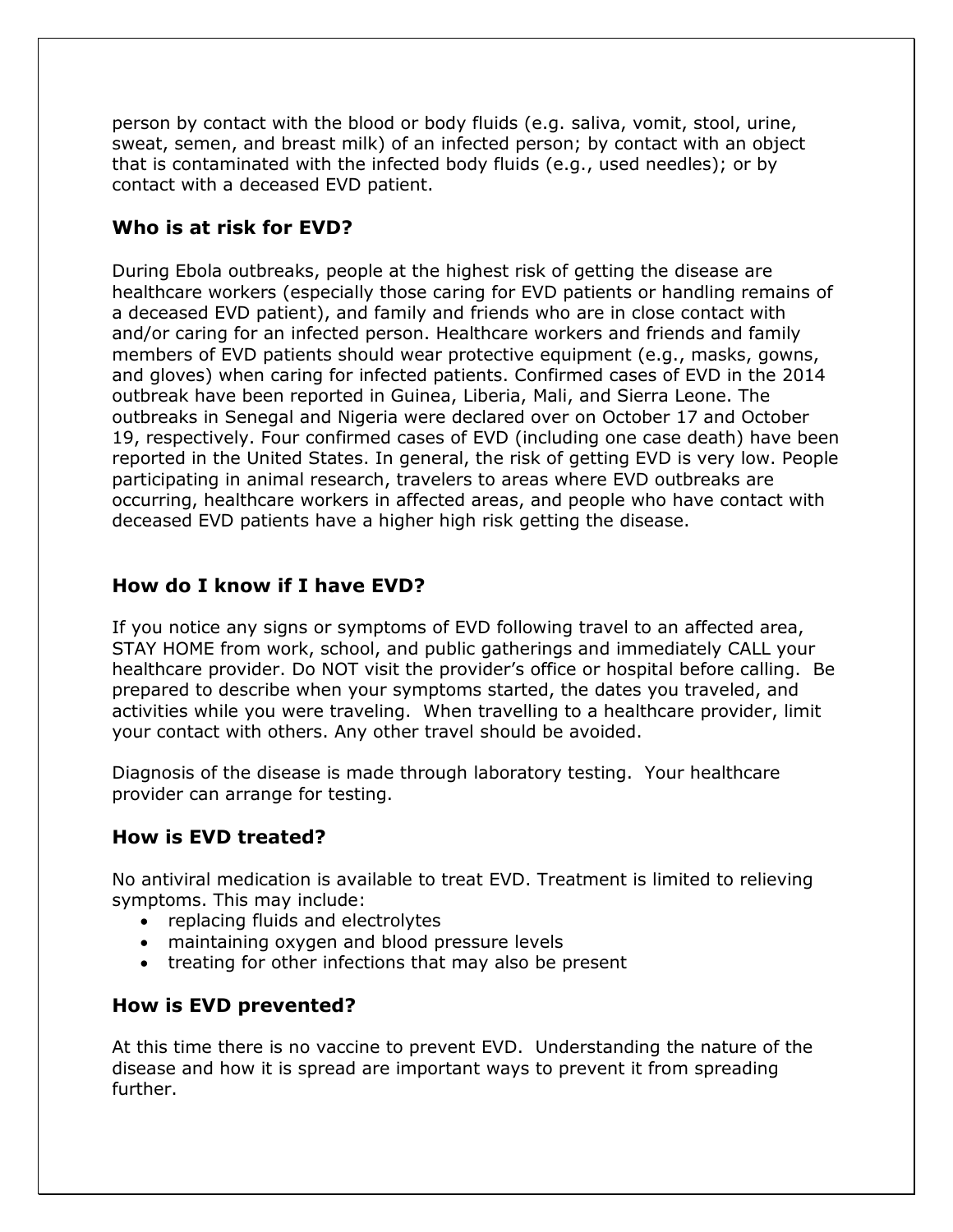person by contact with the blood or body fluids (e.g. saliva, vomit, stool, urine, sweat, semen, and breast milk) of an infected person; by contact with an object that is contaminated with the infected body fluids (e.g., used needles); or by contact with a deceased EVD patient.

### Who is at risk for EVD?

During Ebola outbreaks, people at the highest risk of getting the disease are healthcare workers (especially those caring for EVD patients or handling remains of a deceased EVD patient), and family and friends who are in close contact with and/or caring for an infected person. Healthcare workers and friends and family members of EVD patients should wear protective equipment (e.g., masks, gowns, and gloves) when caring for infected patients. Confirmed cases of EVD in the 2014 outbreak have been reported in Guinea, Liberia, Mali, and Sierra Leone. The outbreaks in Senegal and Nigeria were declared over on October 17 and October 19, respectively. Four confirmed cases of EVD (including one case death) have been reported in the United States. In general, the risk of getting EVD is very low. People participating in animal research, travelers to areas where EVD outbreaks are occurring, healthcare workers in affected areas, and people who have contact with deceased EVD patients have a higher high risk getting the disease.

### How do I know if I have EVD?

If you notice any signs or symptoms of EVD following travel to an affected area, STAY HOME from work, school, and public gatherings and immediately CALL your healthcare provider. Do NOT visit the provider's office or hospital before calling. Be prepared to describe when your symptoms started, the dates you traveled, and activities while you were traveling. When travelling to a healthcare provider, limit your contact with others. Any other travel should be avoided.

Diagnosis of the disease is made through laboratory testing. Your healthcare provider can arrange for testing.

### How is EVD treated?

No antiviral medication is available to treat EVD. Treatment is limited to relieving symptoms. This may include:

- replacing fluids and electrolytes
- maintaining oxygen and blood pressure levels
- treating for other infections that may also be present

### How is EVD prevented?

At this time there is no vaccine to prevent EVD. Understanding the nature of the disease and how it is spread are important ways to prevent it from spreading further.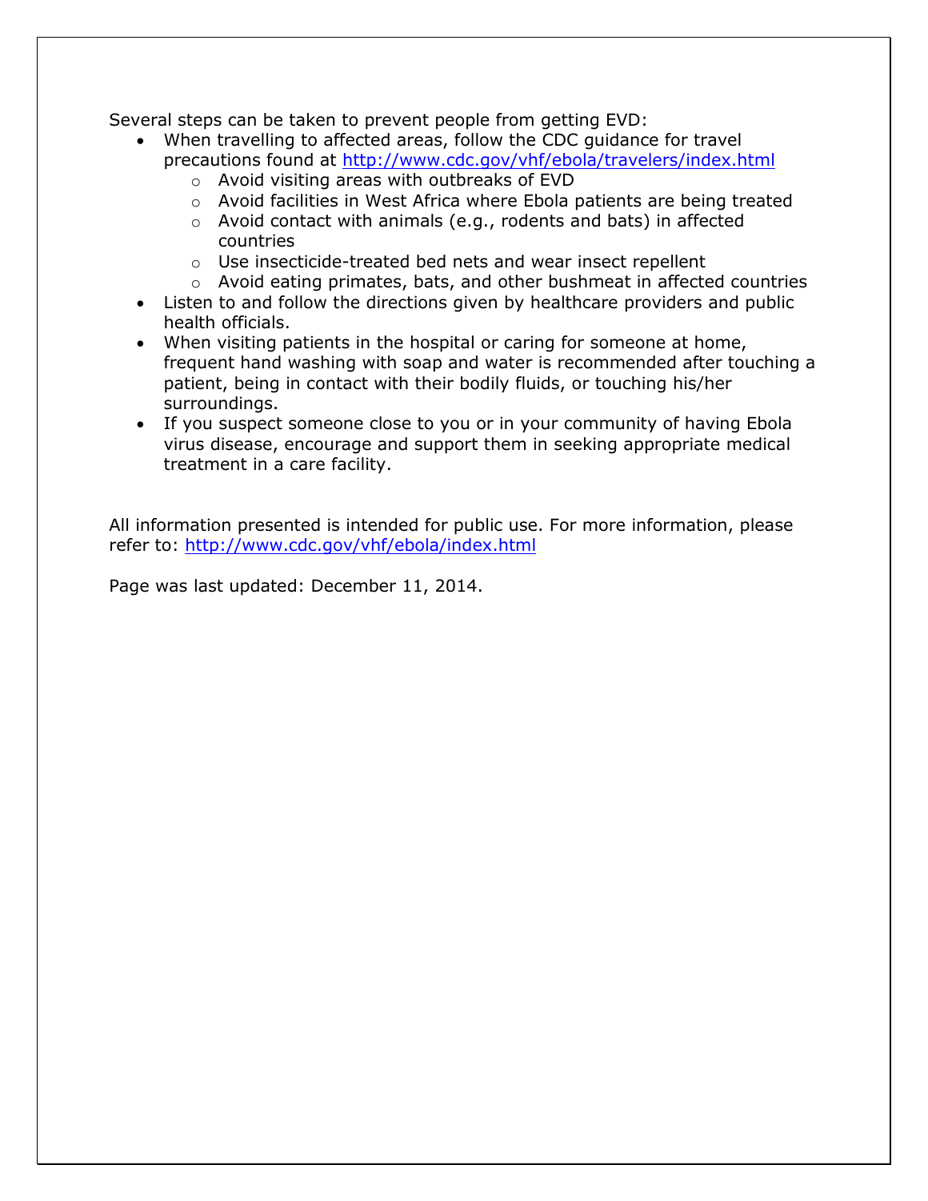Several steps can be taken to prevent people from getting EVD:

- When travelling to affected areas, follow the CDC guidance for travel precautions found at http://www.cdc.gov/vhf/ebola/travelers/index.html
    - Avoid visiting areas with outbreaks of EVD
    - Avoid facilities in West Africa where Ebola patients are being treated
    - Avoid contact with animals (e.g., rodents and bats) in affected countries
    - Use insecticide-treated bed nets and wear insect repellent
    - Avoid eating primates, bats, and other bushmeat in affected countries
- Listen to and follow the directions given by healthcare providers and public health officials.
- When visiting patients in the hospital or caring for someone at home, frequent hand washing with soap and water is recommended after touching a patient, being in contact with their bodily fluids, or touching his/her surroundings.
- If you suspect someone close to you or in your community of having Ebola virus disease, encourage and support them in seeking appropriate medical treatment in a care facility.

All information presented is intended for public use. For more information, please refer to: http://www.cdc.gov/vhf/ebola/index.html

Page was last updated: December 11, 2014.